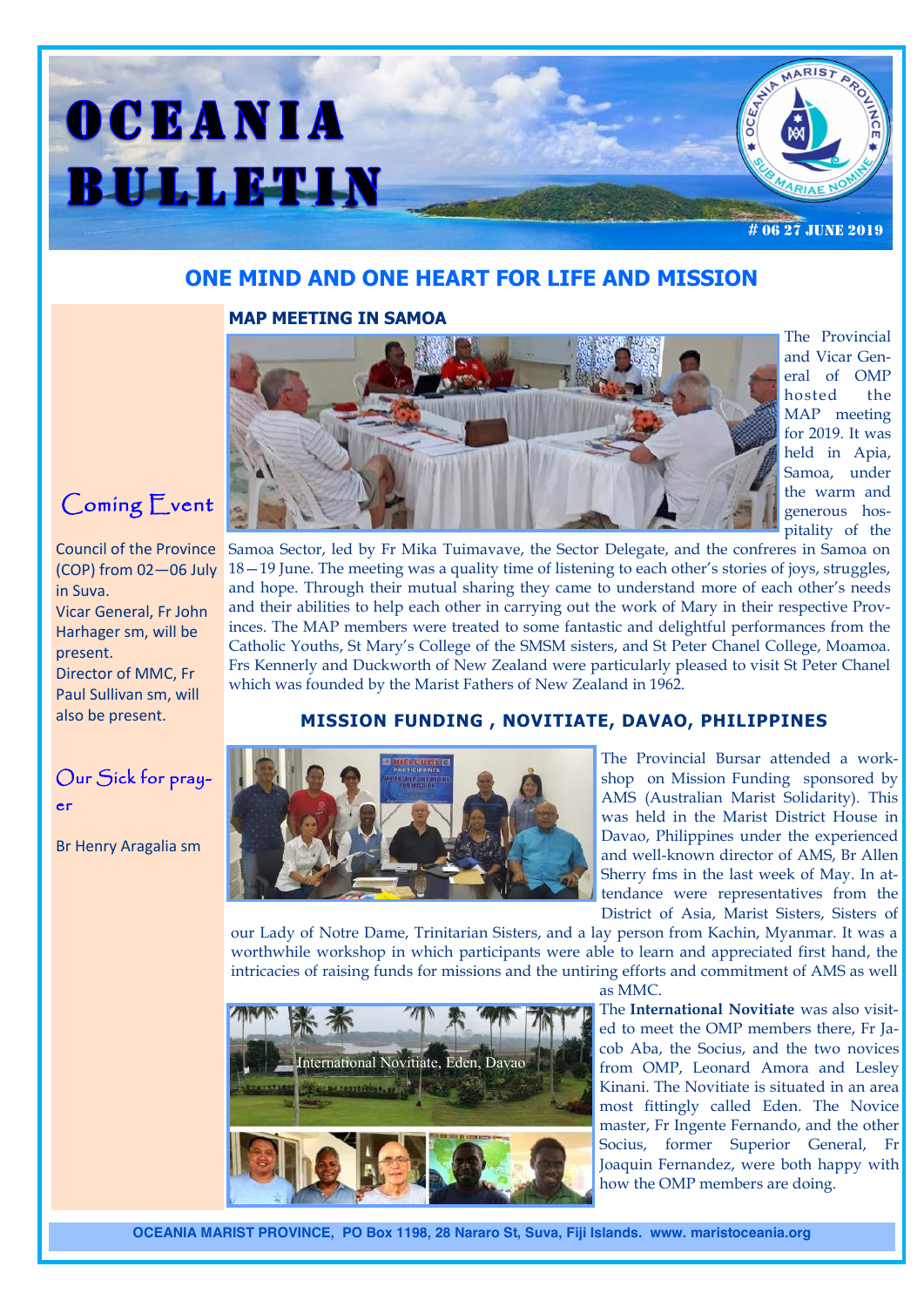# OCEANIA BULLETIN

# 06 27 JUNE 2019

## ONE MIND AND ONE HEART FOR LIFE AND MISSION

### MAP MEETING IN SAMOA

The Provincial and Vicar General of OMP hosted the MAP meeting for 2019. It was held in Apia, Samoa, under the warm and generous hospitality of the Samoa Sector, led by Fr Mika Tuimavave, the Sector Delegate, and the confreres in Samoa on 18—19 June. The meeting was a quality time of listening to each other's stories of joys, struggles, and hope. Through their mutual sharing they came to understand more of each other's needs and their abilities to help each other in carrying out the work of Mary in their respective Provinces. The MAP members were treated to some fantastic and delightful performances from the Catholic Youths, St Mary's College of the SMSM sisters, and St Peter Chanel College, Moamoa. Frs Kennerly and Duckworth of New Zealand were particularly pleased to visit St Peter Chanel which was founded by the Marist Fathers of New Zealand in 1962.

### MISSION FUNDING , NOVITIATE, DAVAO, PHILIPPINES

The Provincial Bursar attended a workshop on Mission Funding sponsored by AMS (Australian Marist Solidarity). This was held in the Marist District House in Davao, Philippines under the experienced and well-known director of AMS, Br Allen Sherry fms in the last week of May. In attendance were representatives from the District of Asia, Marist Sisters, Sisters of our Lady of Notre Dame, Trinitarian Sisters, and a lay person from Kachin, Myanmar. It was a worthwhile workshop in which participants were able to learn and appreciated first hand, the intricacies of raising funds for missions and the untiring efforts and commitment of AMS as well as MMC.

International Novitiate, Eden, Davao

The **International Novitiate** was also visited to meet the OMP members there, Fr Jacob Aba, the Socius, and the two novices from OMP, Leonard Amora and Lesley Kinani. The Novitiate is situated in an area most fittingly called Eden. The Novice master, Fr Ingente Fernando, and the other Socius, former Superior General, Fr Joaquin Fernandez, were both happy with how the OMP members are doing.

## Coming Event

Council of the Province (COP) from 02—06 July in Suva.
Vicar General, Fr John Harhager sm, will be present.
Director of MMC, Fr Paul Sullivan sm, will also be present.

## Our Sick for prayer

Br Henry Aragalia sm

OCEANIA MARIST PROVINCE, PO Box 1198, 28 Nararo St, Suva, Fiji Islands. www. maristoceania.org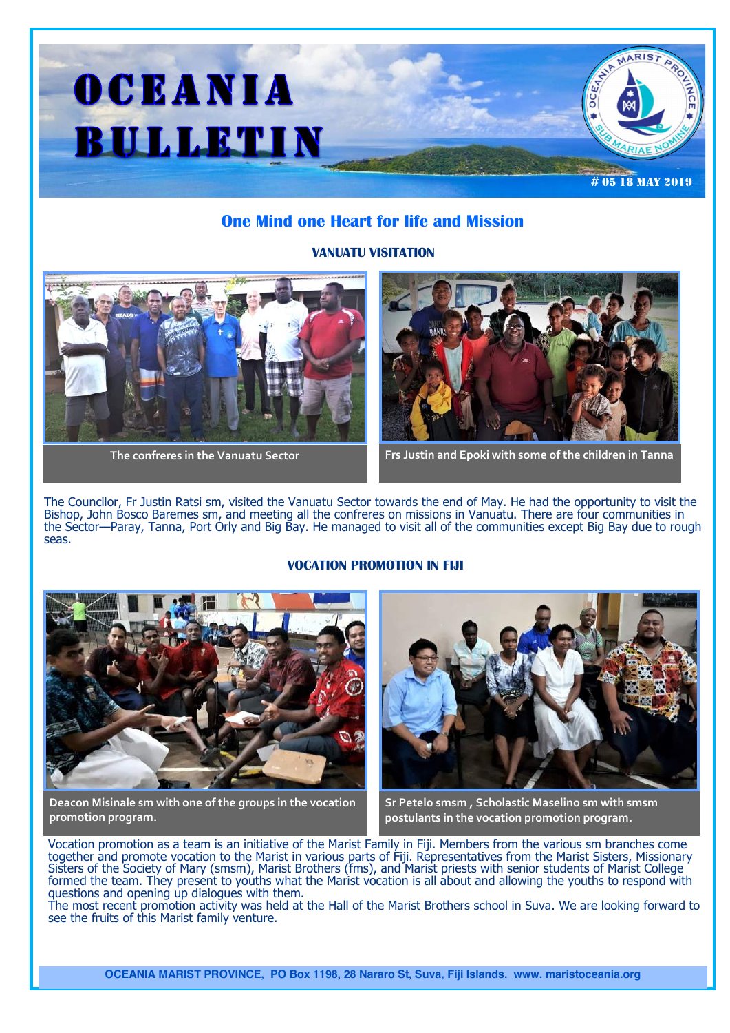# OCEANIA BULLETIN

# 05 18 MAY 2019

## One Mind one Heart for life and Mission

### VANUATU VISITATION

The confreres in the Vanuatu Sector

Frs Justin and Epoki with some of the children in Tanna

The Councilor, Fr Justin Ratsi sm, visited the Vanuatu Sector towards the end of May. He had the opportunity to visit the Bishop, John Bosco Baremes sm, and meeting all the confreres on missions in Vanuatu. There are four communities in the Sector—Paray, Tanna, Port Orly and Big Bay. He managed to visit all of the communities except Big Bay due to rough seas.

### VOCATION PROMOTION IN FIJI

Deacon Misinale sm with one of the groups in the vocation promotion program.

Sr Petelo smsm , Scholastic Maselino sm with smsm postulants in the vocation promotion program.

Vocation promotion as a team is an initiative of the Marist Family in Fiji. Members from the various sm branches come together and promote vocation to the Marist in various parts of Fiji. Representatives from the Marist Sisters, Missionary Sisters of the Society of Mary (smsm), Marist Brothers (fms), and Marist priests with senior students of Marist College formed the team. They present to youths what the Marist vocation is all about and allowing the youths to respond with questions and opening up dialogues with them.

The most recent promotion activity was held at the Hall of the Marist Brothers school in Suva. We are looking forward to see the fruits of this Marist family venture.

OCEANIA MARIST PROVINCE, PO Box 1198, 28 Nararo St, Suva, Fiji Islands. www. maristoceania.org